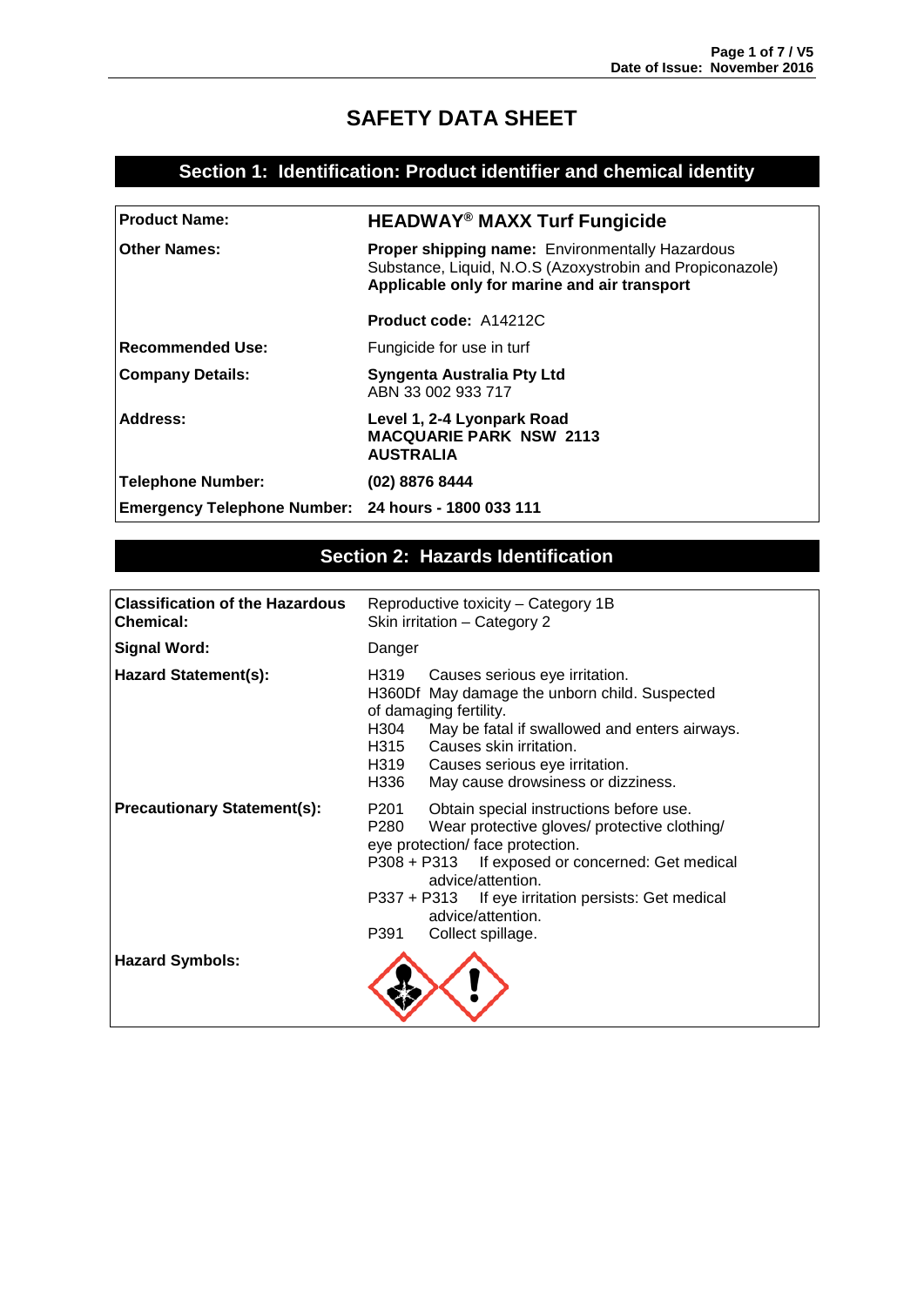# SAFETY DATA SHEET

## Section 1: Identification: Product identifier and chemical identity

| | |
|---|---|
| **Product Name:** | **HEADWAY® MAXX Turf Fungicide** |
| **Other Names:** | **Proper shipping name:** Environmentally Hazardous Substance, Liquid, N.O.S (Azoxystrobin and Propiconazole) **Applicable only for marine and air transport**<br><br>**Product code:** A14212C |
| **Recommended Use:** | Fungicide for use in turf |
| **Company Details:** | **Syngenta Australia Pty Ltd**<br>ABN 33 002 933 717 |
| **Address:** | **Level 1, 2-4 Lyonpark Road**<br>**MACQUARIE PARK NSW 2113**<br>**AUSTRALIA** |
| **Telephone Number:** | **(02) 8876 8444** |
| **Emergency Telephone Number:** | **24 hours - 1800 033 111** |

## Section 2: Hazards Identification

| | |
|---|---|
| **Classification of the Hazardous Chemical:** | Reproductive toxicity – Category 1B<br>Skin irritation – Category 2 |
| **Signal Word:** | Danger |
| **Hazard Statement(s):** | H319 Causes serious eye irritation.<br>H360Df May damage the unborn child. Suspected of damaging fertility.<br>H304 May be fatal if swallowed and enters airways.<br>H315 Causes skin irritation.<br>H319 Causes serious eye irritation.<br>H336 May cause drowsiness or dizziness. |
| **Precautionary Statement(s):** | P201 Obtain special instructions before use.<br>P280 Wear protective gloves/ protective clothing/ eye protection/ face protection.<br>P308 + P313 If exposed or concerned: Get medical advice/attention.<br>P337 + P313 If eye irritation persists: Get medical advice/attention.<br>P391 Collect spillage. |
| **Hazard Symbols:** | |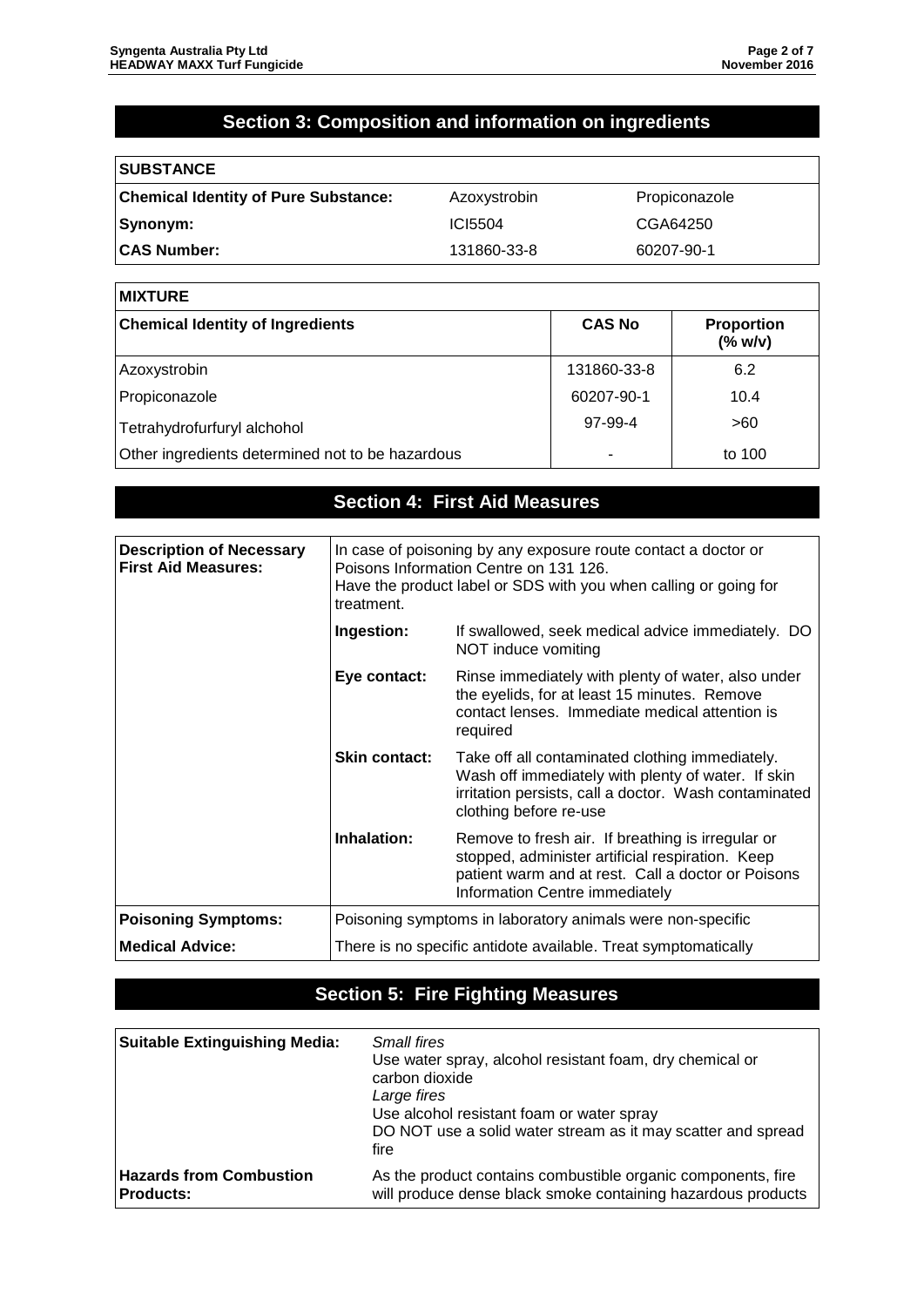## Section 3: Composition and information on ingredients

| SUBSTANCE | | |
|---|---|---|
| **Chemical Identity of Pure Substance:** | Azoxystrobin | Propiconazole |
| **Synonym:** | ICI5504 | CGA64250 |
| **CAS Number:** | 131860-33-8 | 60207-90-1 |

| MIXTURE | | |
|---|---|---|
| **Chemical Identity of Ingredients** | **CAS No** | **Proportion (% w/v)** |
| Azoxystrobin | 131860-33-8 | 6.2 |
| Propiconazole | 60207-90-1 | 10.4 |
| Tetrahydrofurfuryl alchohol | 97-99-4 | >60 |
| Other ingredients determined not to be hazardous | - | to 100 |

## Section 4: First Aid Measures

| | | |
|---|---|---|
| **Description of Necessary First Aid Measures:** | In case of poisoning by any exposure route contact a doctor or Poisons Information Centre on 131 126. Have the product label or SDS with you when calling or going for treatment. | |
| | **Ingestion:** | If swallowed, seek medical advice immediately. DO NOT induce vomiting |
| | **Eye contact:** | Rinse immediately with plenty of water, also under the eyelids, for at least 15 minutes. Remove contact lenses. Immediate medical attention is required |
| | **Skin contact:** | Take off all contaminated clothing immediately. Wash off immediately with plenty of water. If skin irritation persists, call a doctor. Wash contaminated clothing before re-use |
| | **Inhalation:** | Remove to fresh air. If breathing is irregular or stopped, administer artificial respiration. Keep patient warm and at rest. Call a doctor or Poisons Information Centre immediately |
| **Poisoning Symptoms:** | Poisoning symptoms in laboratory animals were non-specific | |
| **Medical Advice:** | There is no specific antidote available. Treat symptomatically | |

## Section 5: Fire Fighting Measures

| | |
|---|---|
| **Suitable Extinguishing Media:** | *Small fires*<br>Use water spray, alcohol resistant foam, dry chemical or carbon dioxide<br>*Large fires*<br>Use alcohol resistant foam or water spray<br>DO NOT use a solid water stream as it may scatter and spread fire |
| **Hazards from Combustion Products:** | As the product contains combustible organic components, fire will produce dense black smoke containing hazardous products |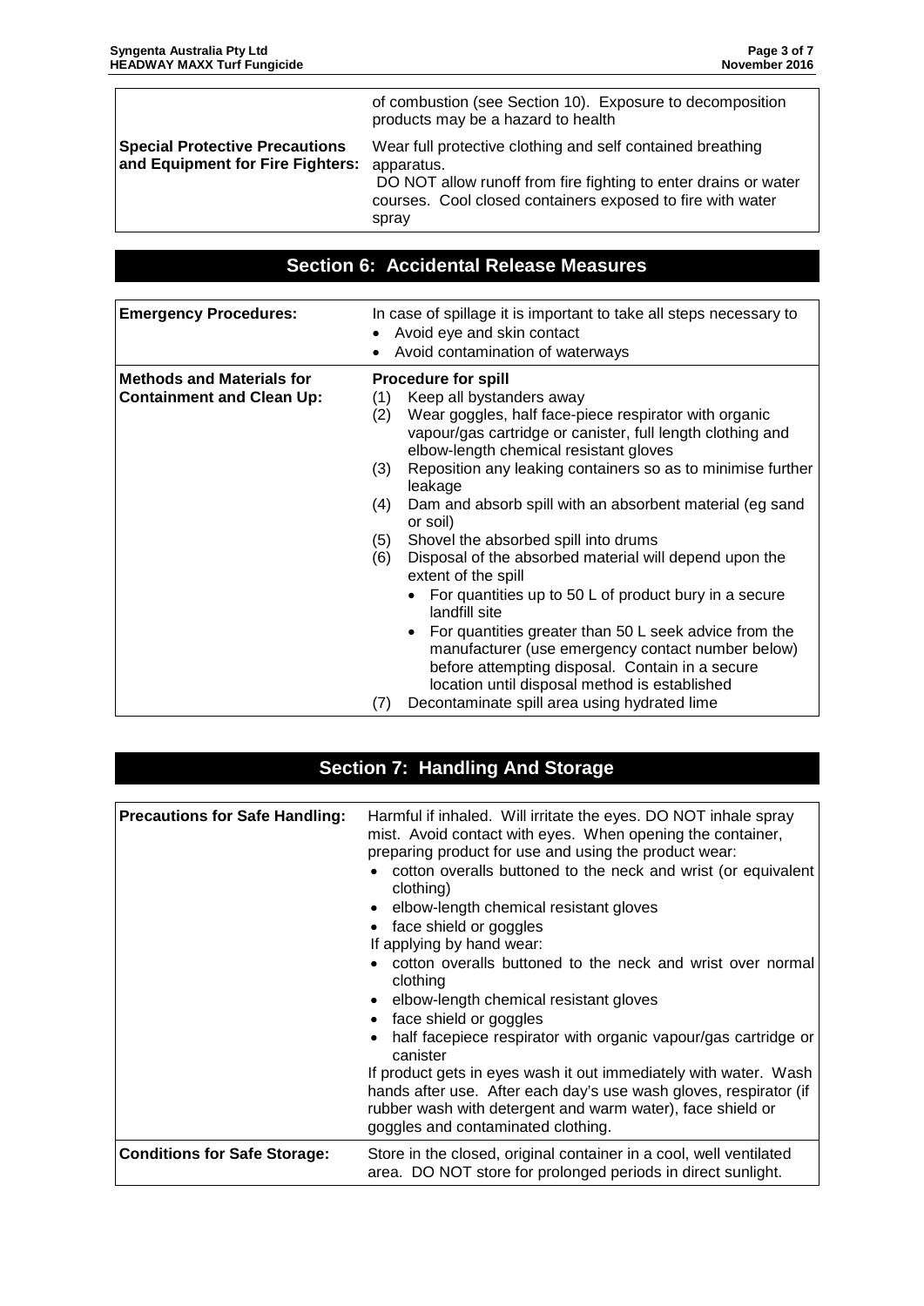| | |
|---|---|
| | of combustion (see Section 10). Exposure to decomposition products may be a hazard to health |
| **Special Protective Precautions and Equipment for Fire Fighters:** | Wear full protective clothing and self contained breathing apparatus. DO NOT allow runoff from fire fighting to enter drains or water courses. Cool closed containers exposed to fire with water spray |

## Section 6: Accidental Release Measures

| | |
|---|---|
| **Emergency Procedures:** | In case of spillage it is important to take all steps necessary to<br>• Avoid eye and skin contact<br>• Avoid contamination of waterways |
| **Methods and Materials for Containment and Clean Up:** | **Procedure for spill**<br>(1) Keep all bystanders away<br>(2) Wear goggles, half face-piece respirator with organic vapour/gas cartridge or canister, full length clothing and elbow-length chemical resistant gloves<br>(3) Reposition any leaking containers so as to minimise further leakage<br>(4) Dam and absorb spill with an absorbent material (eg sand or soil)<br>(5) Shovel the absorbed spill into drums<br>(6) Disposal of the absorbed material will depend upon the extent of the spill<br>• For quantities up to 50 L of product bury in a secure landfill site<br>• For quantities greater than 50 L seek advice from the manufacturer (use emergency contact number below) before attempting disposal. Contain in a secure location until disposal method is established<br>(7) Decontaminate spill area using hydrated lime |

## Section 7: Handling And Storage

| | |
|---|---|
| **Precautions for Safe Handling:** | Harmful if inhaled. Will irritate the eyes. DO NOT inhale spray mist. Avoid contact with eyes. When opening the container, preparing product for use and using the product wear:<br>• cotton overalls buttoned to the neck and wrist (or equivalent clothing)<br>• elbow-length chemical resistant gloves<br>• face shield or goggles<br>If applying by hand wear:<br>• cotton overalls buttoned to the neck and wrist over normal clothing<br>• elbow-length chemical resistant gloves<br>• face shield or goggles<br>• half facepiece respirator with organic vapour/gas cartridge or canister<br>If product gets in eyes wash it out immediately with water. Wash hands after use. After each day's use wash gloves, respirator (if rubber wash with detergent and warm water), face shield or goggles and contaminated clothing. |
| **Conditions for Safe Storage:** | Store in the closed, original container in a cool, well ventilated area. DO NOT store for prolonged periods in direct sunlight. |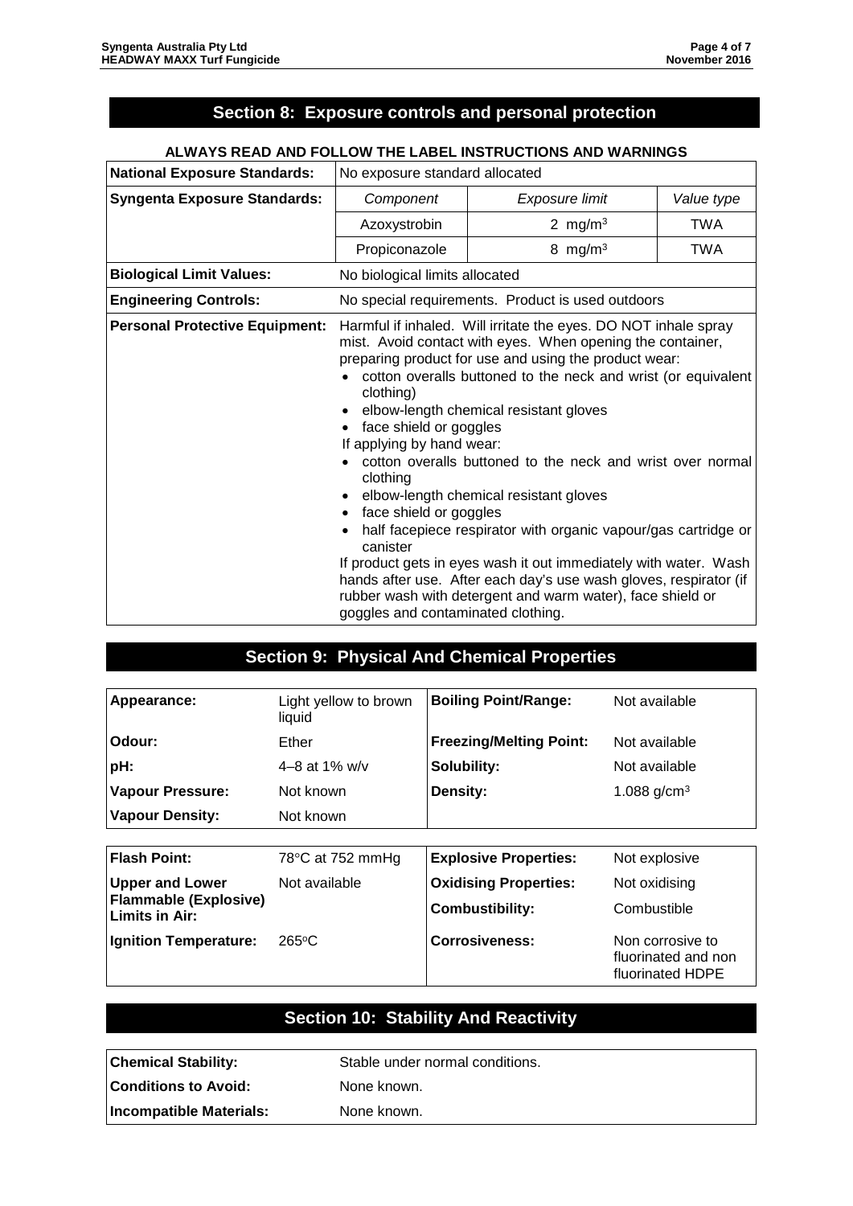## Section 8: Exposure controls and personal protection

**ALWAYS READ AND FOLLOW THE LABEL INSTRUCTIONS AND WARNINGS**

| | | | |
|---|---|---|---|
| **National Exposure Standards:** | No exposure standard allocated | | |
| **Syngenta Exposure Standards:** | *Component* | *Exposure limit* | *Value type* |
| | Azoxystrobin | 2 $mg/m^3$ | TWA |
| | Propiconazole | 8 $mg/m^3$ | TWA |
| **Biological Limit Values:** | No biological limits allocated | | |
| **Engineering Controls:** | No special requirements. Product is used outdoors | | |
| **Personal Protective Equipment:** | Harmful if inhaled. Will irritate the eyes. DO NOT inhale spray mist. Avoid contact with eyes. When opening the container, preparing product for use and using the product wear:<br>• cotton overalls buttoned to the neck and wrist (or equivalent clothing)<br>• elbow-length chemical resistant gloves<br>• face shield or goggles<br>If applying by hand wear:<br>• cotton overalls buttoned to the neck and wrist over normal clothing<br>• elbow-length chemical resistant gloves<br>• face shield or goggles<br>• half facepiece respirator with organic vapour/gas cartridge or canister<br>If product gets in eyes wash it out immediately with water. Wash hands after use. After each day's use wash gloves, respirator (if rubber wash with detergent and warm water), face shield or goggles and contaminated clothing. | | |

## Section 9: Physical And Chemical Properties

| | | | |
|---|---|---|---|
| **Appearance:** | Light yellow to brown liquid | **Boiling Point/Range:** | Not available |
| **Odour:** | Ether | **Freezing/Melting Point:** | Not available |
| **pH:** | 4–8 at 1% w/v | **Solubility:** | Not available |
| **Vapour Pressure:** | Not known | **Density:** | 1.088 $g/cm^3$ |
| **Vapour Density:** | Not known | | |

| | | | |
|---|---|---|---|
| **Flash Point:** | 78°C at 752 mmHg | **Explosive Properties:** | Not explosive |
| **Upper and Lower Flammable (Explosive) Limits in Air:** | Not available | **Oxidising Properties:** | Not oxidising |
| | | **Combustibility:** | Combustible |
| **Ignition Temperature:** | 265°C | **Corrosiveness:** | Non corrosive to fluorinated and non fluorinated HDPE |

## Section 10: Stability And Reactivity

| | |
|---|---|
| **Chemical Stability:** | Stable under normal conditions. |
| **Conditions to Avoid:** | None known. |
| **Incompatible Materials:** | None known. |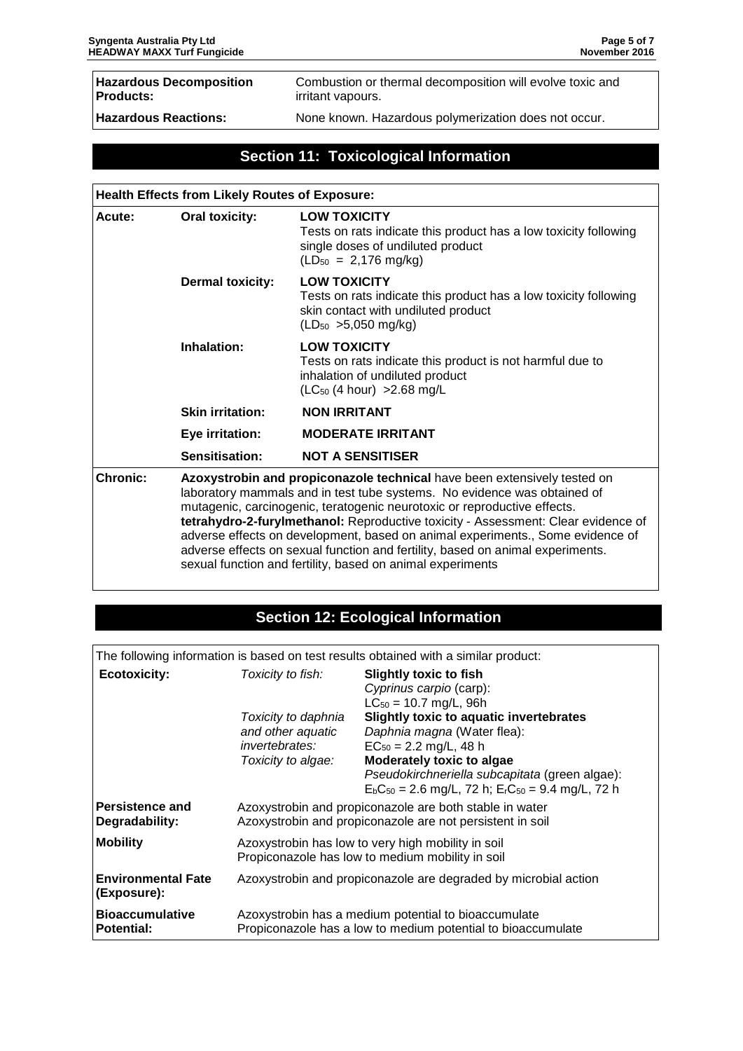| | |
|---|---|
| **Hazardous Decomposition Products:** | Combustion or thermal decomposition will evolve toxic and irritant vapours. |
| **Hazardous Reactions:** | None known. Hazardous polymerization does not occur. |

## Section 11: Toxicological Information

| **Health Effects from Likely Routes of Exposure:** | | |
|---|---|---|
| **Acute:** | **Oral toxicity:** | **LOW TOXICITY** Tests on rats indicate this product has a low toxicity following single doses of undiluted product ($LD_{50}$ = 2,176 mg/kg) |
| | **Dermal toxicity:** | **LOW TOXICITY** Tests on rats indicate this product has a low toxicity following skin contact with undiluted product ($LD_{50}$ >5,050 mg/kg) |
| | **Inhalation:** | **LOW TOXICITY** Tests on rats indicate this product is not harmful due to inhalation of undiluted product ($LC_{50}$ (4 hour) >2.68 mg/L |
| | **Skin irritation:** | **NON IRRITANT** |
| | **Eye irritation:** | **MODERATE IRRITANT** |
| | **Sensitisation:** | **NOT A SENSITISER** |
| **Chronic:** | **Azoxystrobin and propiconazole technical** have been extensively tested on laboratory mammals and in test tube systems. No evidence was obtained of mutagenic, carcinogenic, teratogenic neurotoxic or reproductive effects. **tetrahydro-2-furylmethanol:** Reproductive toxicity - Assessment: Clear evidence of adverse effects on development, based on animal experiments., Some evidence of adverse effects on sexual function and fertility, based on animal experiments. sexual function and fertility, based on animal experiments | |

## Section 12: Ecological Information

The following information is based on test results obtained with a similar product:

| | | |
|---|---|---|
| **Ecotoxicity:** | *Toxicity to fish:* | **Slightly toxic to fish** *Cyprinus carpio* (carp): $LC_{50}$ = 10.7 mg/L, 96h |
| | *Toxicity to daphnia and other aquatic invertebrates:* | **Slightly toxic to aquatic invertebrates** *Daphnia magna* (Water flea): $EC_{50}$ = 2.2 mg/L, 48 h |
| | *Toxicity to algae:* | **Moderately toxic to algae** *Pseudokirchneriella subcapitata* (green algae): $E_bC_{50}$ = 2.6 mg/L, 72 h; $E_rC_{50}$ = 9.4 mg/L, 72 h |
| **Persistence and Degradability:** | Azoxystrobin and propiconazole are both stable in water. Azoxystrobin and propiconazole are not persistent in soil | |
| **Mobility** | Azoxystrobin has low to very high mobility in soil. Propiconazole has low to medium mobility in soil | |
| **Environmental Fate (Exposure):** | Azoxystrobin and propiconazole are degraded by microbial action | |
| **Bioaccumulative Potential:** | Azoxystrobin has a medium potential to bioaccumulate. Propiconazole has a low to medium potential to bioaccumulate | |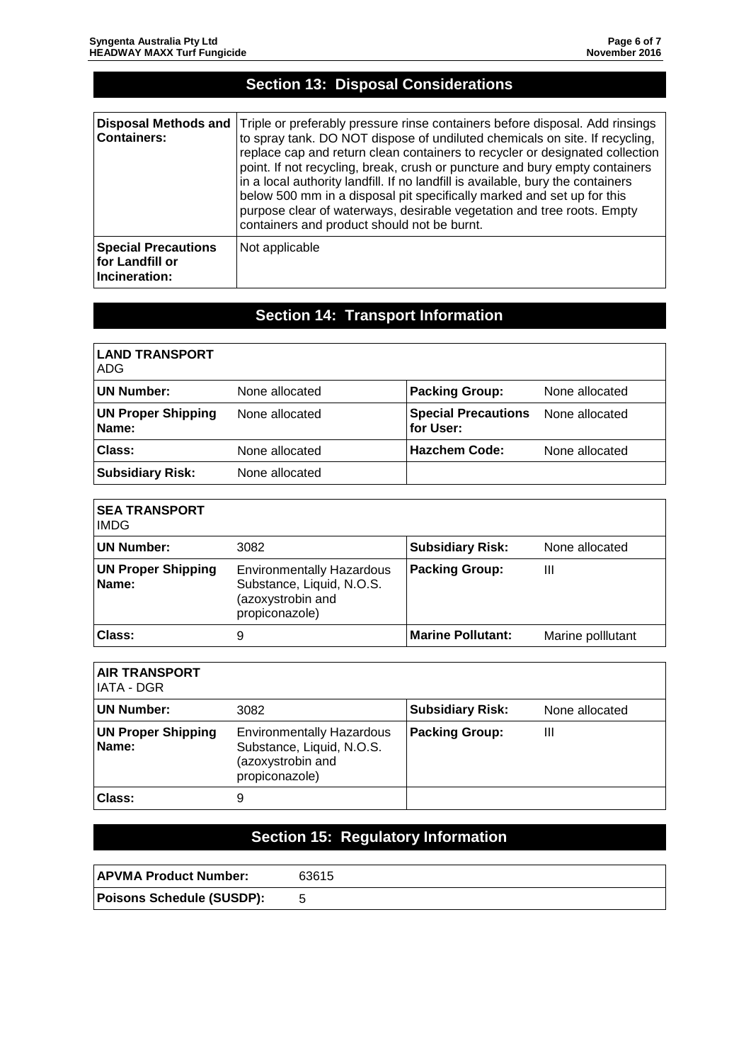## Section 13: Disposal Considerations

| | |
|---|---|
| **Disposal Methods and Containers:** | Triple or preferably pressure rinse containers before disposal. Add rinsings to spray tank. DO NOT dispose of undiluted chemicals on site. If recycling, replace cap and return clean containers to recycler or designated collection point. If not recycling, break, crush or puncture and bury empty containers in a local authority landfill. If no landfill is available, bury the containers below 500 mm in a disposal pit specifically marked and set up for this purpose clear of waterways, desirable vegetation and tree roots. Empty containers and product should not be burnt. |
| **Special Precautions for Landfill or Incineration:** | Not applicable |

## Section 14: Transport Information

**LAND TRANSPORT**
ADG

| | | | |
|---|---|---|---|
| **UN Number:** | None allocated | **Packing Group:** | None allocated |
| **UN Proper Shipping Name:** | None allocated | **Special Precautions for User:** | None allocated |
| **Class:** | None allocated | **Hazchem Code:** | None allocated |
| **Subsidiary Risk:** | None allocated | | |

**SEA TRANSPORT**
IMDG

| | | | |
|---|---|---|---|
| **UN Number:** | 3082 | **Subsidiary Risk:** | None allocated |
| **UN Proper Shipping Name:** | Environmentally Hazardous Substance, Liquid, N.O.S. (azoxystrobin and propiconazole) | **Packing Group:** | III |
| **Class:** | 9 | **Marine Pollutant:** | Marine polllutant |

**AIR TRANSPORT**
IATA - DGR

| | | | |
|---|---|---|---|
| **UN Number:** | 3082 | **Subsidiary Risk:** | None allocated |
| **UN Proper Shipping Name:** | Environmentally Hazardous Substance, Liquid, N.O.S. (azoxystrobin and propiconazole) | **Packing Group:** | III |
| **Class:** | 9 | | |

## Section 15: Regulatory Information

| | |
|---|---|
| **APVMA Product Number:** | 63615 |
| **Poisons Schedule (SUSDP):** | 5 |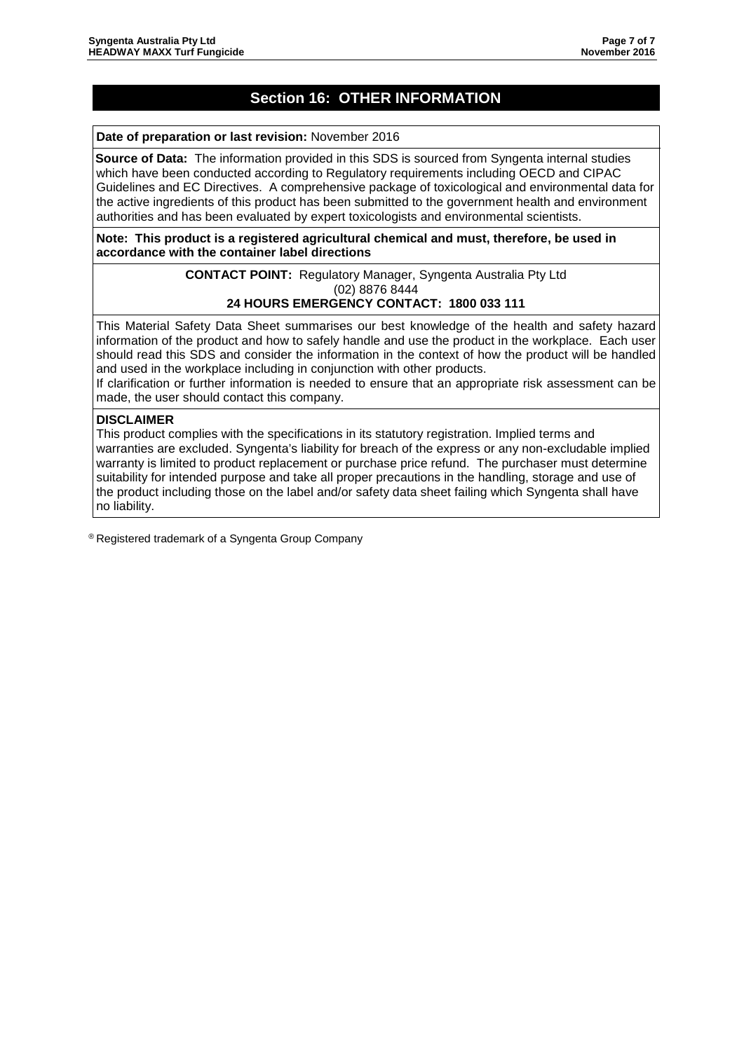## Section 16: OTHER INFORMATION

**Date of preparation or last revision:** November 2016

**Source of Data:** The information provided in this SDS is sourced from Syngenta internal studies which have been conducted according to Regulatory requirements including OECD and CIPAC Guidelines and EC Directives. A comprehensive package of toxicological and environmental data for the active ingredients of this product has been submitted to the government health and environment authorities and has been evaluated by expert toxicologists and environmental scientists.

**Note: This product is a registered agricultural chemical and must, therefore, be used in accordance with the container label directions**

**CONTACT POINT:** Regulatory Manager, Syngenta Australia Pty Ltd
(02) 8876 8444
**24 HOURS EMERGENCY CONTACT: 1800 033 111**

This Material Safety Data Sheet summarises our best knowledge of the health and safety hazard information of the product and how to safely handle and use the product in the workplace. Each user should read this SDS and consider the information in the context of how the product will be handled and used in the workplace including in conjunction with other products.
If clarification or further information is needed to ensure that an appropriate risk assessment can be made, the user should contact this company.

**DISCLAIMER**
This product complies with the specifications in its statutory registration. Implied terms and warranties are excluded. Syngenta's liability for breach of the express or any non-excludable implied warranty is limited to product replacement or purchase price refund. The purchaser must determine suitability for intended purpose and take all proper precautions in the handling, storage and use of the product including those on the label and/or safety data sheet failing which Syngenta shall have no liability.

® Registered trademark of a Syngenta Group Company